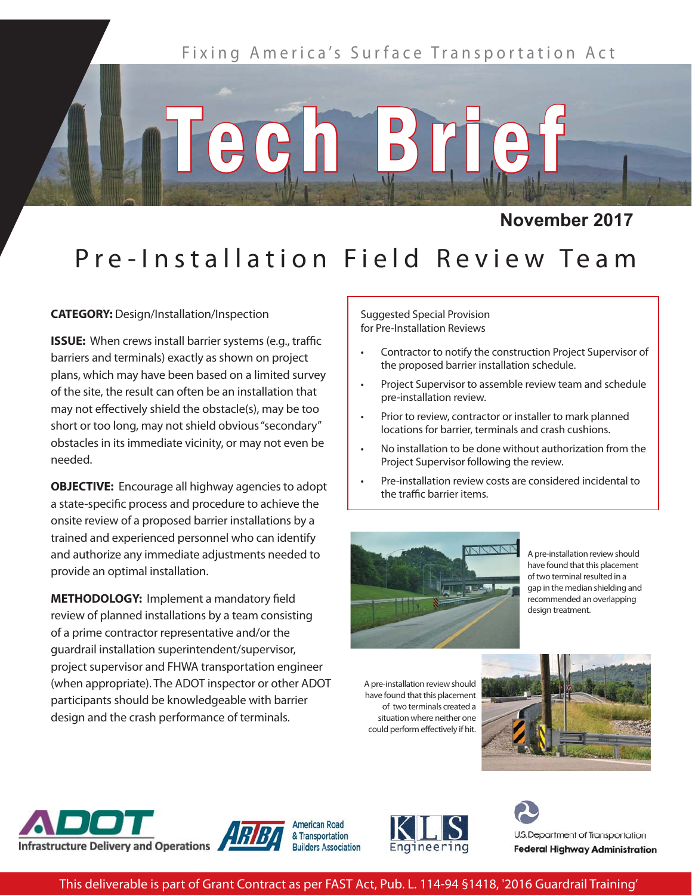Fixing America's Surface Transportation Act

# Tech Brief

**November 2017**

## Pre-Installation Field Review Team

**CATEGORY:** Design/Installation/Inspection

**ISSUE:** When crews install barrier systems (e.g., traffic barriers and terminals) exactly as shown on project plans, which may have been based on a limited survey of the site, the result can often be an installation that may not effectively shield the obstacle(s), may be too short or too long, may not shield obvious "secondary" obstacles in its immediate vicinity, or may not even be needed.

**OBJECTIVE:** Encourage all highway agencies to adopt a state-specific process and procedure to achieve the onsite review of a proposed barrier installations by a trained and experienced personnel who can identify and authorize any immediate adjustments needed to provide an optimal installation.

**METHODOLOGY:** Implement a mandatory field review of planned installations by a team consisting of a prime contractor representative and/or the guardrail installation superintendent/supervisor, project supervisor and FHWA transportation engineer (when appropriate). The ADOT inspector or other ADOT participants should be knowledgeable with barrier design and the crash performance of terminals.

Suggested Special Provision for Pre-Installation Reviews

- Contractor to notify the construction Project Supervisor of the proposed barrier installation schedule.
- Project Supervisor to assemble review team and schedule pre-installation review.
- Prior to review, contractor or installer to mark planned locations for barrier, terminals and crash cushions.
- No installation to be done without authorization from the Project Supervisor following the review.
- Pre-installation review costs are considered incidental to the traffic barrier items.

A pre-installation review should have found that this placement of two terminal resulted in a gap in the median shielding and recommended an overlapping design treatment.

A pre-installation review should have found that this placement of two terminals created a situation where neither one could perform effectively if hit.

ADOT Infrastructure Delivery and Operations | ARTBA American Road & Transportation Builders Association | KLS Engineering | U.S. Department of Transportation Federal Highway Administration

This deliverable is part of Grant Contract as per FAST Act, Pub. L. 114-94 §1418, '2016 Guardrail Training'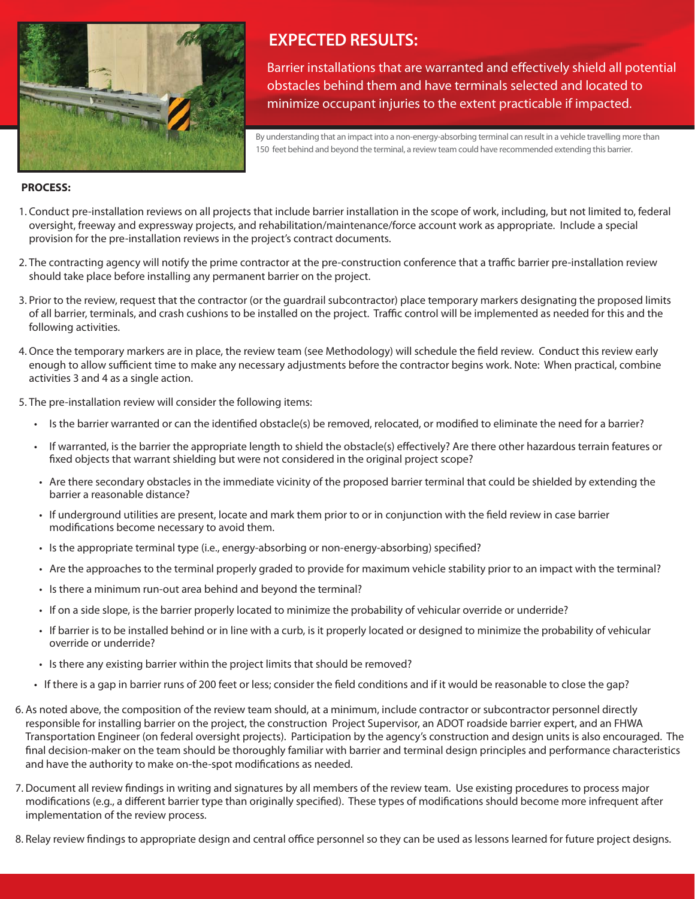## EXPECTED RESULTS:

Barrier installations that are warranted and effectively shield all potential obstacles behind them and have terminals selected and located to minimize occupant injuries to the extent practicable if impacted.

By understanding that an impact into a non-energy-absorbing terminal can result in a vehicle travelling more than 150 feet behind and beyond the terminal, a review team could have recommended extending this barrier.

**PROCESS:**

1. Conduct pre-installation reviews on all projects that include barrier installation in the scope of work, including, but not limited to, federal oversight, freeway and expressway projects, and rehabilitation/maintenance/force account work as appropriate. Include a special provision for the pre-installation reviews in the project's contract documents.

2. The contracting agency will notify the prime contractor at the pre-construction conference that a traffic barrier pre-installation review should take place before installing any permanent barrier on the project.

3. Prior to the review, request that the contractor (or the guardrail subcontractor) place temporary markers designating the proposed limits of all barrier, terminals, and crash cushions to be installed on the project. Traffic control will be implemented as needed for this and the following activities.

4. Once the temporary markers are in place, the review team (see Methodology) will schedule the field review. Conduct this review early enough to allow sufficient time to make any necessary adjustments before the contractor begins work. Note: When practical, combine activities 3 and 4 as a single action.

5. The pre-installation review will consider the following items:
   - Is the barrier warranted or can the identified obstacle(s) be removed, relocated, or modified to eliminate the need for a barrier?
   - If warranted, is the barrier the appropriate length to shield the obstacle(s) effectively? Are there other hazardous terrain features or fixed objects that warrant shielding but were not considered in the original project scope?
   - Are there secondary obstacles in the immediate vicinity of the proposed barrier terminal that could be shielded by extending the barrier a reasonable distance?
   - If underground utilities are present, locate and mark them prior to or in conjunction with the field review in case barrier modifications become necessary to avoid them.
   - Is the appropriate terminal type (i.e., energy-absorbing or non-energy-absorbing) specified?
   - Are the approaches to the terminal properly graded to provide for maximum vehicle stability prior to an impact with the terminal?
   - Is there a minimum run-out area behind and beyond the terminal?
   - If on a side slope, is the barrier properly located to minimize the probability of vehicular override or underride?
   - If barrier is to be installed behind or in line with a curb, is it properly located or designed to minimize the probability of vehicular override or underride?
   - Is there any existing barrier within the project limits that should be removed?
   - If there is a gap in barrier runs of 200 feet or less; consider the field conditions and if it would be reasonable to close the gap?

6. As noted above, the composition of the review team should, at a minimum, include contractor or subcontractor personnel directly responsible for installing barrier on the project, the construction Project Supervisor, an ADOT roadside barrier expert, and an FHWA Transportation Engineer (on federal oversight projects). Participation by the agency's construction and design units is also encouraged. The final decision-maker on the team should be thoroughly familiar with barrier and terminal design principles and performance characteristics and have the authority to make on-the-spot modifications as needed.

7. Document all review findings in writing and signatures by all members of the review team. Use existing procedures to process major modifications (e.g., a different barrier type than originally specified). These types of modifications should become more infrequent after implementation of the review process.

8. Relay review findings to appropriate design and central office personnel so they can be used as lessons learned for future project designs.